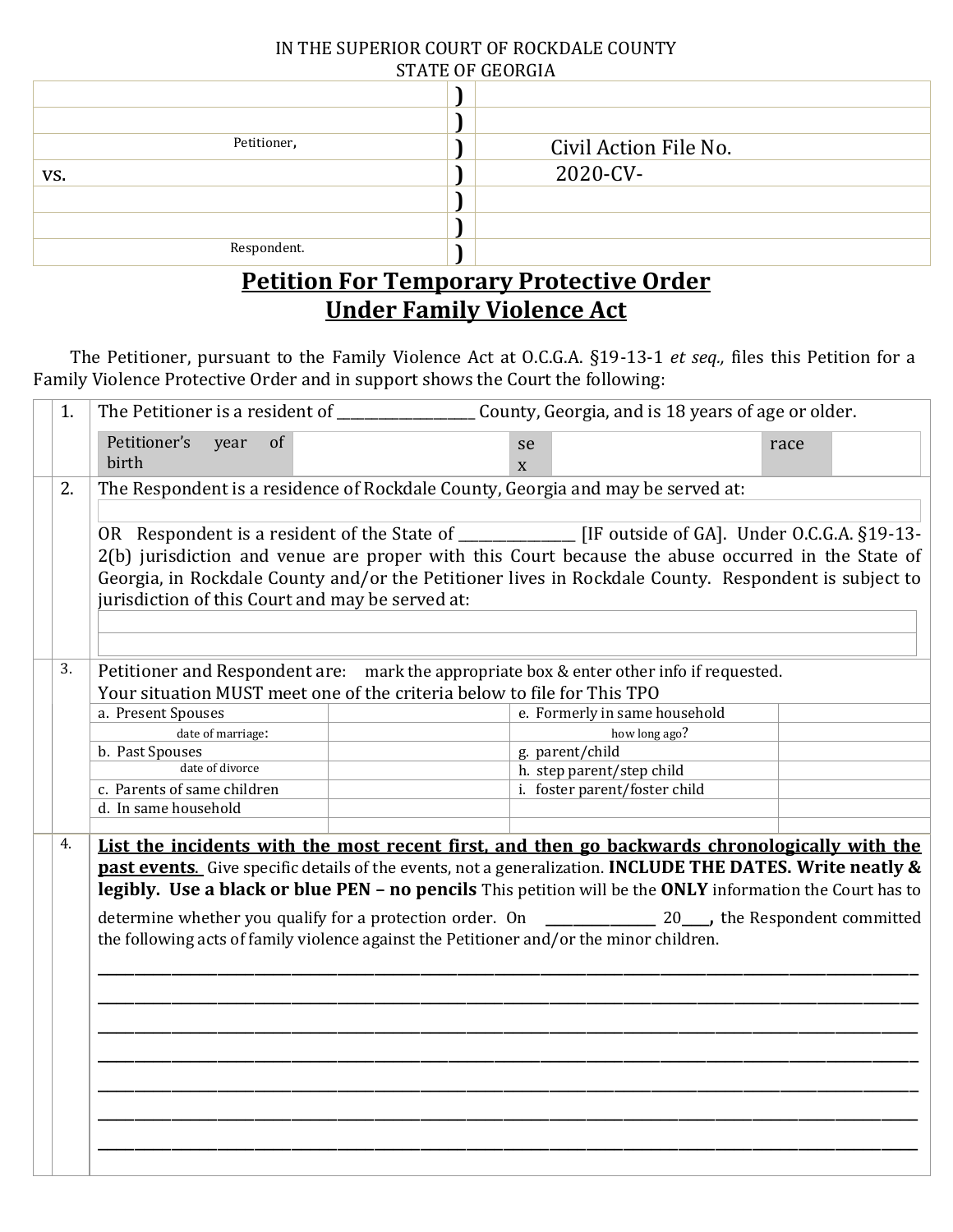IN THE SUPERIOR COURT OF ROCKDALE COUNTY
STATE OF GEORGIA

| | | |
|---|---|---|
| | ) | |
| | ) | |
| Petitioner, | ) | Civil Action File No. |
| vs. | ) | 2020-CV- |
| | ) | |
| | ) | |
| Respondent. | ) | |

## Petition For Temporary Protective Order Under Family Violence Act

The Petitioner, pursuant to the Family Violence Act at O.C.G.A. §19-13-1 *et seq.,* files this Petition for a Family Violence Protective Order and in support shows the Court the following:

1. The Petitioner is a resident of ___________________ County, Georgia, and is 18 years of age or older.

| Petitioner's year of birth | | sex | | race | |
|---|---|---|---|---|---|

2. The Respondent is a residence of Rockdale County, Georgia and may be served at:

   ______________________________

   OR Respondent is a resident of the State of ________________ [IF outside of GA]. Under O.C.G.A. §19-13-2(b) jurisdiction and venue are proper with this Court because the abuse occurred in the State of Georgia, in Rockdale County and/or the Petitioner lives in Rockdale County. Respondent is subject to jurisdiction of this Court and may be served at:

   ______________________________

   ______________________________

3. Petitioner and Respondent are: mark the appropriate box & enter other info if requested.
   Your situation MUST meet one of the criteria below to file for This TPO

| | | | |
|---|---|---|---|
| a. Present Spouses | | e. Formerly in same household | |
| date of marriage: | | how long ago? | |
| b. Past Spouses | | g. parent/child | |
| date of divorce | | h. step parent/step child | |
| c. Parents of same children | | i. foster parent/foster child | |
| d. In same household | | | |
| | | | |

4. **List the incidents with the most recent first, and then go backwards chronologically with the past events.** Give specific details of the events, not a generalization. **INCLUDE THE DATES. Write neatly & legibly. Use a black or blue PEN – no pencils** This petition will be the **ONLY** information the Court has to determine whether you qualify for a protection order. On ________________ 20____, the Respondent committed the following acts of family violence against the Petitioner and/or the minor children.

   ______________________________________________________________________________

   ______________________________________________________________________________

   ______________________________________________________________________________

   ______________________________________________________________________________

   ______________________________________________________________________________

   ______________________________________________________________________________

   ______________________________________________________________________________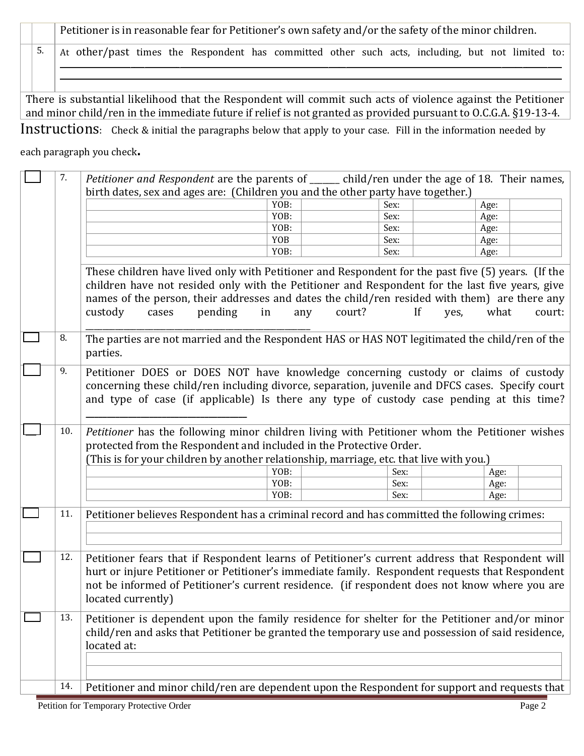| | | |
|---|---|---|
| | | Petitioner is in reasonable fear for Petitioner's own safety and/or the safety of the minor children. |
| | 5. | At other/past times the Respondent has committed other such acts, including, but not limited to: ______________________________________________ ______________________________________________ |

There is substantial likelihood that the Respondent will commit such acts of violence against the Petitioner and minor child/ren in the immediate future if relief is not granted as provided pursuant to O.C.G.A. §19-13-4.

**Instructions**: Check & initial the paragraphs below that apply to your case. Fill in the information needed by each paragraph you check.

☐ 7. *Petitioner and Respondent* are the parents of _______ child/ren under the age of 18. Their names, birth dates, sex and ages are: (Children you and the other party have together.)

| Name | YOB | | Sex | | Age | |
|---|---|---|---|---|---|---|
| | YOB: | | Sex: | | Age: | |
| | YOB: | | Sex: | | Age: | |
| | YOB: | | Sex: | | Age: | |
| | YOB | | Sex: | | Age: | |
| | YOB: | | Sex: | | Age: | |

These children have lived only with Petitioner and Respondent for the past five (5) years. (If the children have not resided only with the Petitioner and Respondent for the last five years, give names of the person, their addresses and dates the child/ren resided with them) are there any custody cases pending in any court? If yes, what court: ______________________________________________

☐ 8. The parties are not married and the Respondent HAS or HAS NOT legitimated the child/ren of the parties.

☐ 9. Petitioner DOES or DOES NOT have knowledge concerning custody or claims of custody concerning these child/ren including divorce, separation, juvenile and DFCS cases. Specify court and type of case (if applicable) Is there any type of custody case pending at this time? ____________________________________

☐ 10. *Petitioner* has the following minor children living with Petitioner whom the Petitioner wishes protected from the Respondent and included in the Protective Order.
(This is for your children by another relationship, marriage, etc. that live with you.)

| Name | YOB | | Sex | | Age | |
|---|---|---|---|---|---|---|
| | YOB: | | Sex: | | Age: | |
| | YOB: | | Sex: | | Age: | |
| | YOB: | | Sex: | | Age: | |

☐ 11. Petitioner believes Respondent has a criminal record and has committed the following crimes:

______________________________________________
______________________________________________

☐ 12. Petitioner fears that if Respondent learns of Petitioner's current address that Respondent will hurt or injure Petitioner or Petitioner's immediate family. Respondent requests that Respondent not be informed of Petitioner's current residence. (if respondent does not know where you are located currently)

☐ 13. Petitioner is dependent upon the family residence for shelter for the Petitioner and/or minor child/ren and asks that Petitioner be granted the temporary use and possession of said residence, located at:

______________________________________________
______________________________________________

14. Petitioner and minor child/ren are dependent upon the Respondent for support and requests that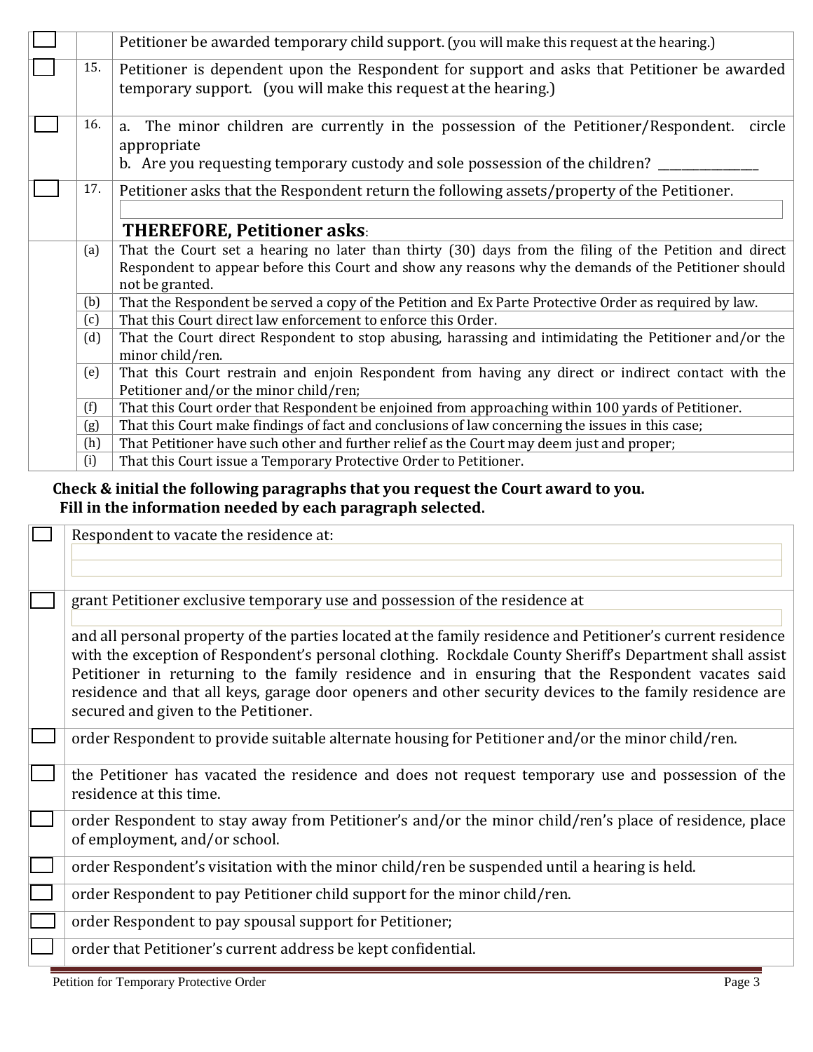| ☐ | | Petitioner be awarded temporary child support. (you will make this request at the hearing.) |
|---|---|---|
| ☐ | 15. | Petitioner is dependent upon the Respondent for support and asks that Petitioner be awarded temporary support. (you will make this request at the hearing.) |
| ☐ | 16. | a. The minor children are currently in the possession of the Petitioner/Respondent. circle appropriate<br>b. Are you requesting temporary custody and sole possession of the children? ______________ |
| ☐ | 17. | Petitioner asks that the Respondent return the following assets/property of the Petitioner.<br>______________________________ |

## THEREFORE, Petitioner asks:

| | |
|---|---|
| (a) | That the Court set a hearing no later than thirty (30) days from the filing of the Petition and direct Respondent to appear before this Court and show any reasons why the demands of the Petitioner should not be granted. |
| (b) | That the Respondent be served a copy of the Petition and Ex Parte Protective Order as required by law. |
| (c) | That this Court direct law enforcement to enforce this Order. |
| (d) | That the Court direct Respondent to stop abusing, harassing and intimidating the Petitioner and/or the minor child/ren. |
| (e) | That this Court restrain and enjoin Respondent from having any direct or indirect contact with the Petitioner and/or the minor child/ren; |
| (f) | That this Court order that Respondent be enjoined from approaching within 100 yards of Petitioner. |
| (g) | That this Court make findings of fact and conclusions of law concerning the issues in this case; |
| (h) | That Petitioner have such other and further relief as the Court may deem just and proper; |
| (i) | That this Court issue a Temporary Protective Order to Petitioner. |

**Check & initial the following paragraphs that you request the Court award to you.**
**Fill in the information needed by each paragraph selected.**

| | |
|---|---|
| ☐ | Respondent to vacate the residence at:<br>______________________________<br>______________________________ |
| ☐ | grant Petitioner exclusive temporary use and possession of the residence at<br>______________________________<br>and all personal property of the parties located at the family residence and Petitioner's current residence with the exception of Respondent's personal clothing. Rockdale County Sheriff's Department shall assist Petitioner in returning to the family residence and in ensuring that the Respondent vacates said residence and that all keys, garage door openers and other security devices to the family residence are secured and given to the Petitioner. |
| ☐ | order Respondent to provide suitable alternate housing for Petitioner and/or the minor child/ren. |
| ☐ | the Petitioner has vacated the residence and does not request temporary use and possession of the residence at this time. |
| ☐ | order Respondent to stay away from Petitioner's and/or the minor child/ren's place of residence, place of employment, and/or school. |
| ☐ | order Respondent's visitation with the minor child/ren be suspended until a hearing is held. |
| ☐ | order Respondent to pay Petitioner child support for the minor child/ren. |
| ☐ | order Respondent to pay spousal support for Petitioner; |
| ☐ | order that Petitioner's current address be kept confidential. |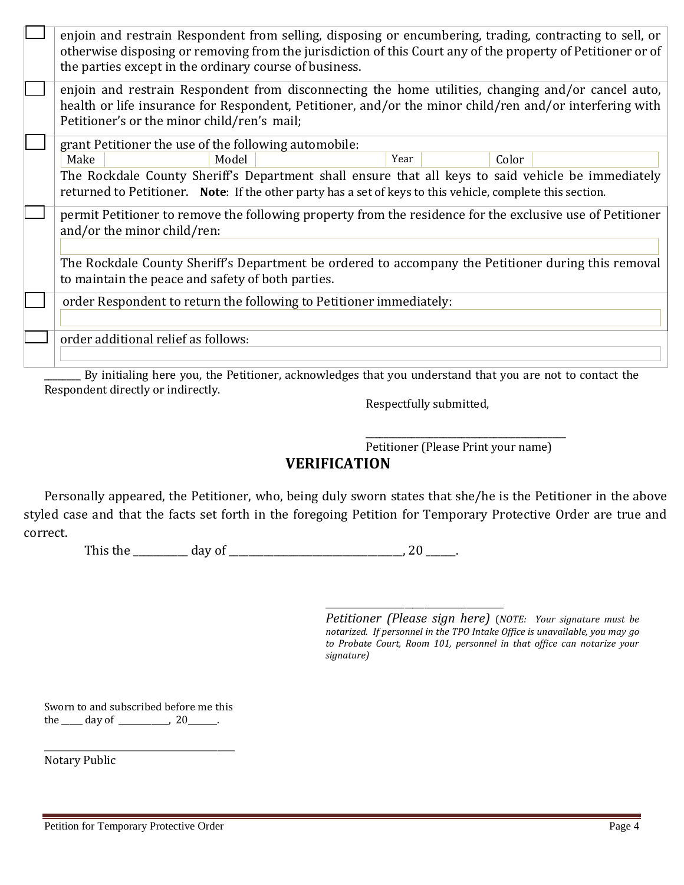| | |
|---|---|
| ☐ | enjoin and restrain Respondent from selling, disposing or encumbering, trading, contracting to sell, or otherwise disposing or removing from the jurisdiction of this Court any of the property of Petitioner or of the parties except in the ordinary course of business. |
| ☐ | enjoin and restrain Respondent from disconnecting the home utilities, changing and/or cancel auto, health or life insurance for Respondent, Petitioner, and/or the minor child/ren and/or interfering with Petitioner's or the minor child/ren's mail; |
| ☐ | grant Petitioner the use of the following automobile:<br>Make \_\_\_\_\_\_ Model \_\_\_\_\_\_ Year \_\_\_\_\_\_ Color \_\_\_\_\_\_<br>The Rockdale County Sheriff's Department shall ensure that all keys to said vehicle be immediately returned to Petitioner. **Note**: If the other party has a set of keys to this vehicle, complete this section. |
| ☐ | permit Petitioner to remove the following property from the residence for the exclusive use of Petitioner and/or the minor child/ren:<br>\_\_\_\_\_\_<br>The Rockdale County Sheriff's Department be ordered to accompany the Petitioner during this removal to maintain the peace and safety of both parties. |
| ☐ | order Respondent to return the following to Petitioner immediately:<br>\_\_\_\_\_\_ |
| ☐ | order additional relief as follows:<br>\_\_\_\_\_\_ |

_______ By initialing here you, the Petitioner, acknowledges that you understand that you are not to contact the Respondent directly or indirectly.

Respectfully submitted,

_________________________________________
Petitioner (Please Print your name)

## VERIFICATION

Personally appeared, the Petitioner, who, being duly sworn states that she/he is the Petitioner in the above styled case and that the facts set forth in the foregoing Petition for Temporary Protective Order are true and correct.

This the ___________ day of __________________________________, 20 ______.

_____________________________________
*Petitioner (Please sign here)* (*NOTE: Your signature must be notarized. If personnel in the TPO Intake Office is unavailable, you may go to Probate Court, Room 101, personnel in that office can notarize your signature)*

Sworn to and subscribed before me this the _____ day of ____________, 20_______.

_______________________________________
Notary Public